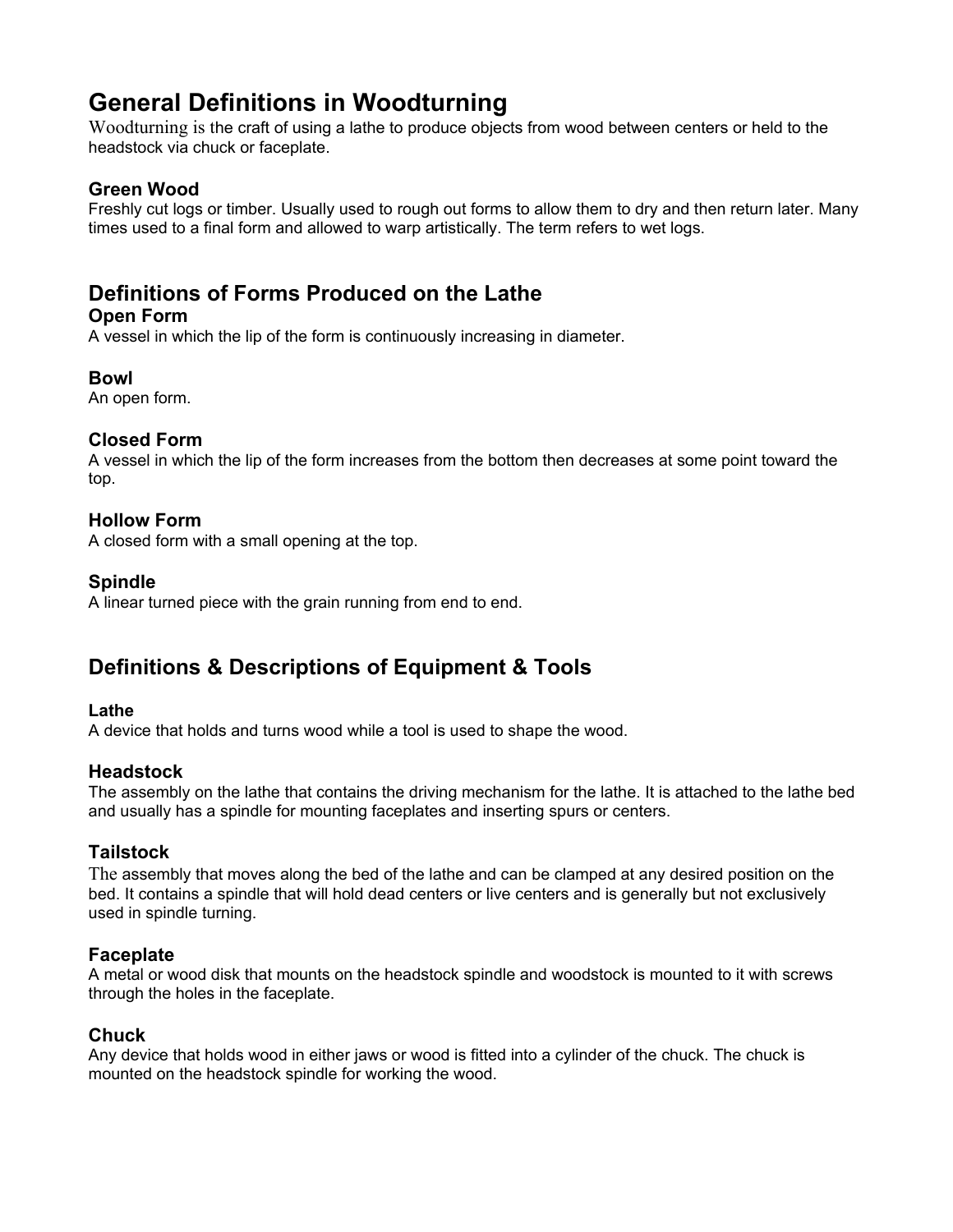# General Definitions in Woodturning

Woodturning is the craft of using a lathe to produce objects from wood between centers or held to the headstock via chuck or faceplate.

### Green Wood

Freshly cut logs or timber. Usually used to rough out forms to allow them to dry and then return later. Many times used to a final form and allowed to warp artistically. The term refers to wet logs.

## Definitions of Forms Produced on the Lathe

### Open Form

A vessel in which the lip of the form is continuously increasing in diameter.

### Bowl

An open form.

### Closed Form

A vessel in which the lip of the form increases from the bottom then decreases at some point toward the top.

### Hollow Form

A closed form with a small opening at the top.

### Spindle

A linear turned piece with the grain running from end to end.

## Definitions & Descriptions of Equipment & Tools

#### Lathe

A device that holds and turns wood while a tool is used to shape the wood.

### Headstock

The assembly on the lathe that contains the driving mechanism for the lathe. It is attached to the lathe bed and usually has a spindle for mounting faceplates and inserting spurs or centers.

### Tailstock

The assembly that moves along the bed of the lathe and can be clamped at any desired position on the bed. It contains a spindle that will hold dead centers or live centers and is generally but not exclusively used in spindle turning.

### Faceplate

A metal or wood disk that mounts on the headstock spindle and woodstock is mounted to it with screws through the holes in the faceplate.

### Chuck

Any device that holds wood in either jaws or wood is fitted into a cylinder of the chuck. The chuck is mounted on the headstock spindle for working the wood.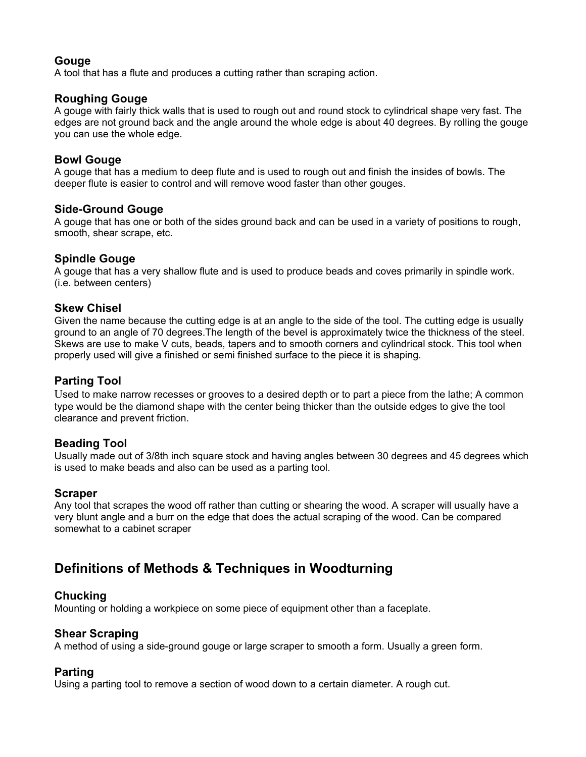### Gouge

A tool that has a flute and produces a cutting rather than scraping action.

### Roughing Gouge

A gouge with fairly thick walls that is used to rough out and round stock to cylindrical shape very fast. The edges are not ground back and the angle around the whole edge is about 40 degrees. By rolling the gouge you can use the whole edge.

### Bowl Gouge

A gouge that has a medium to deep flute and is used to rough out and finish the insides of bowls. The deeper flute is easier to control and will remove wood faster than other gouges.

### Side-Ground Gouge

A gouge that has one or both of the sides ground back and can be used in a variety of positions to rough, smooth, shear scrape, etc.

### Spindle Gouge

A gouge that has a very shallow flute and is used to produce beads and coves primarily in spindle work. (i.e. between centers)

### Skew Chisel

Given the name because the cutting edge is at an angle to the side of the tool. The cutting edge is usually ground to an angle of 70 degrees.The length of the bevel is approximately twice the thickness of the steel. Skews are use to make V cuts, beads, tapers and to smooth corners and cylindrical stock. This tool when properly used will give a finished or semi finished surface to the piece it is shaping.

### Parting Tool

Used to make narrow recesses or grooves to a desired depth or to part a piece from the lathe; A common type would be the diamond shape with the center being thicker than the outside edges to give the tool clearance and prevent friction.

### Beading Tool

Usually made out of 3/8th inch square stock and having angles between 30 degrees and 45 degrees which is used to make beads and also can be used as a parting tool.

### Scraper

Any tool that scrapes the wood off rather than cutting or shearing the wood. A scraper will usually have a very blunt angle and a burr on the edge that does the actual scraping of the wood. Can be compared somewhat to a cabinet scraper

## Definitions of Methods & Techniques in Woodturning

### Chucking

Mounting or holding a workpiece on some piece of equipment other than a faceplate.

### Shear Scraping

A method of using a side-ground gouge or large scraper to smooth a form. Usually a green form.

### Parting

Using a parting tool to remove a section of wood down to a certain diameter. A rough cut.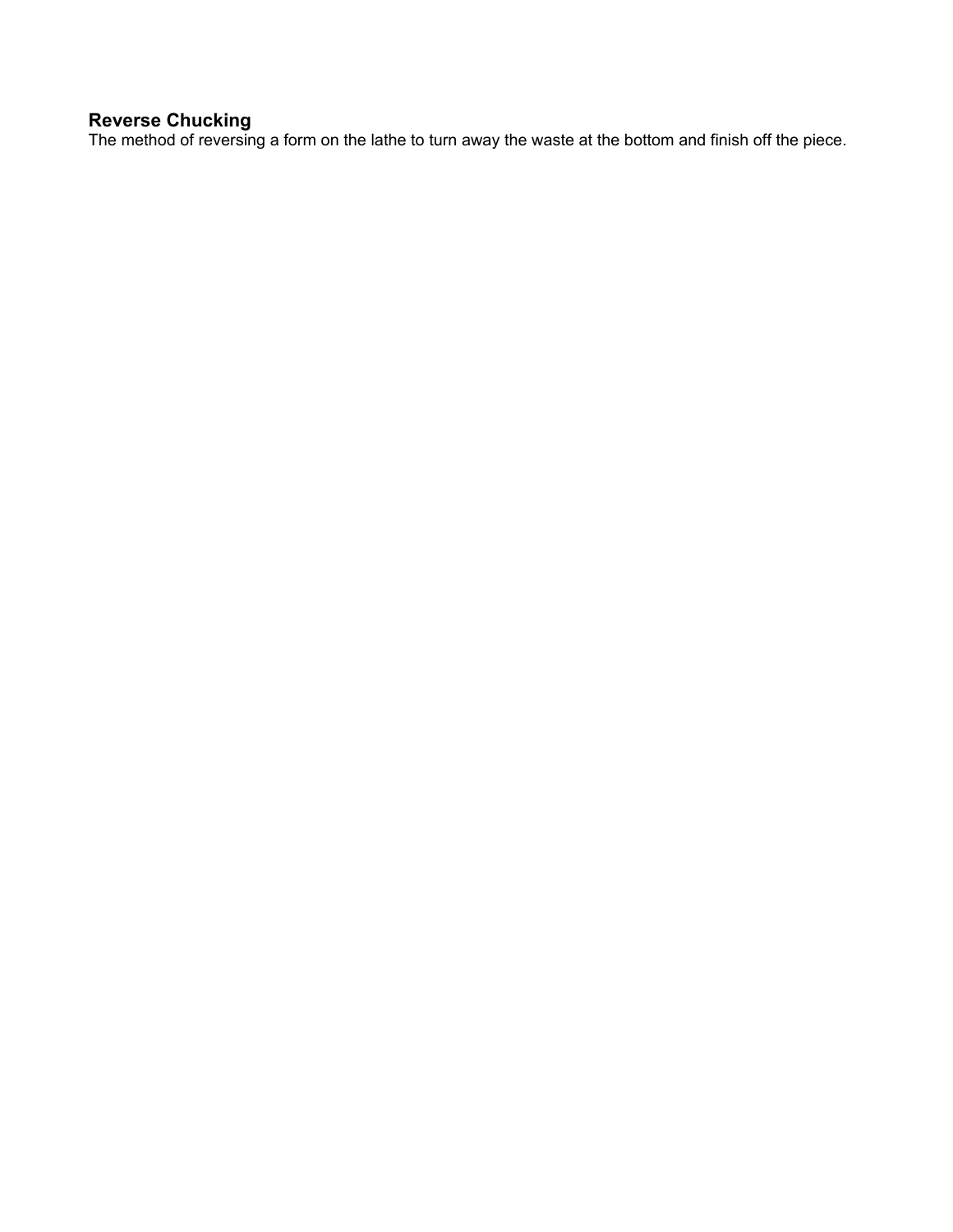**Reverse Chucking**
The method of reversing a form on the lathe to turn away the waste at the bottom and finish off the piece.